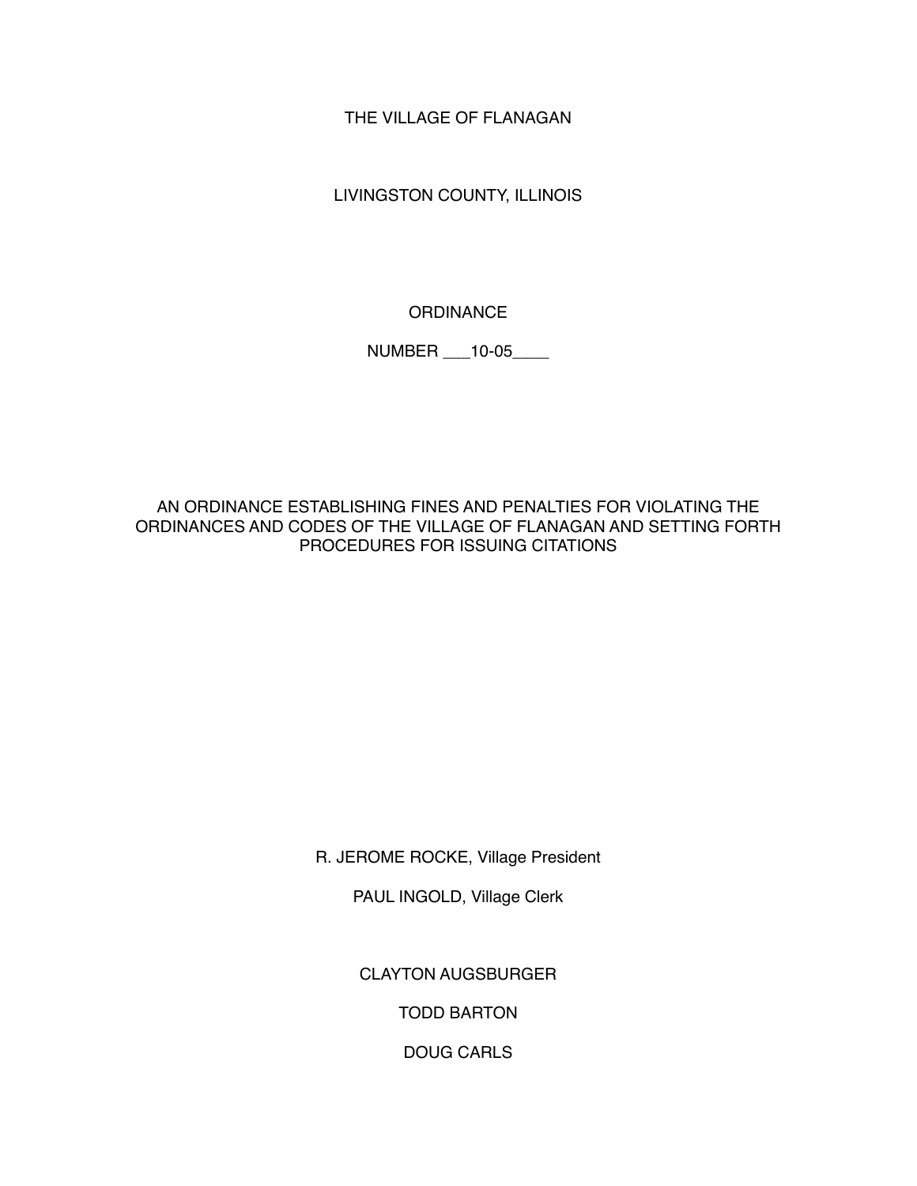THE VILLAGE OF FLANAGAN

LIVINGSTON COUNTY, ILLINOIS

ORDINANCE

NUMBER ___10-05____

AN ORDINANCE ESTABLISHING FINES AND PENALTIES FOR VIOLATING THE ORDINANCES AND CODES OF THE VILLAGE OF FLANAGAN AND SETTING FORTH PROCEDURES FOR ISSUING CITATIONS

R. JEROME ROCKE, Village President

PAUL INGOLD, Village Clerk

CLAYTON AUGSBURGER

TODD BARTON

DOUG CARLS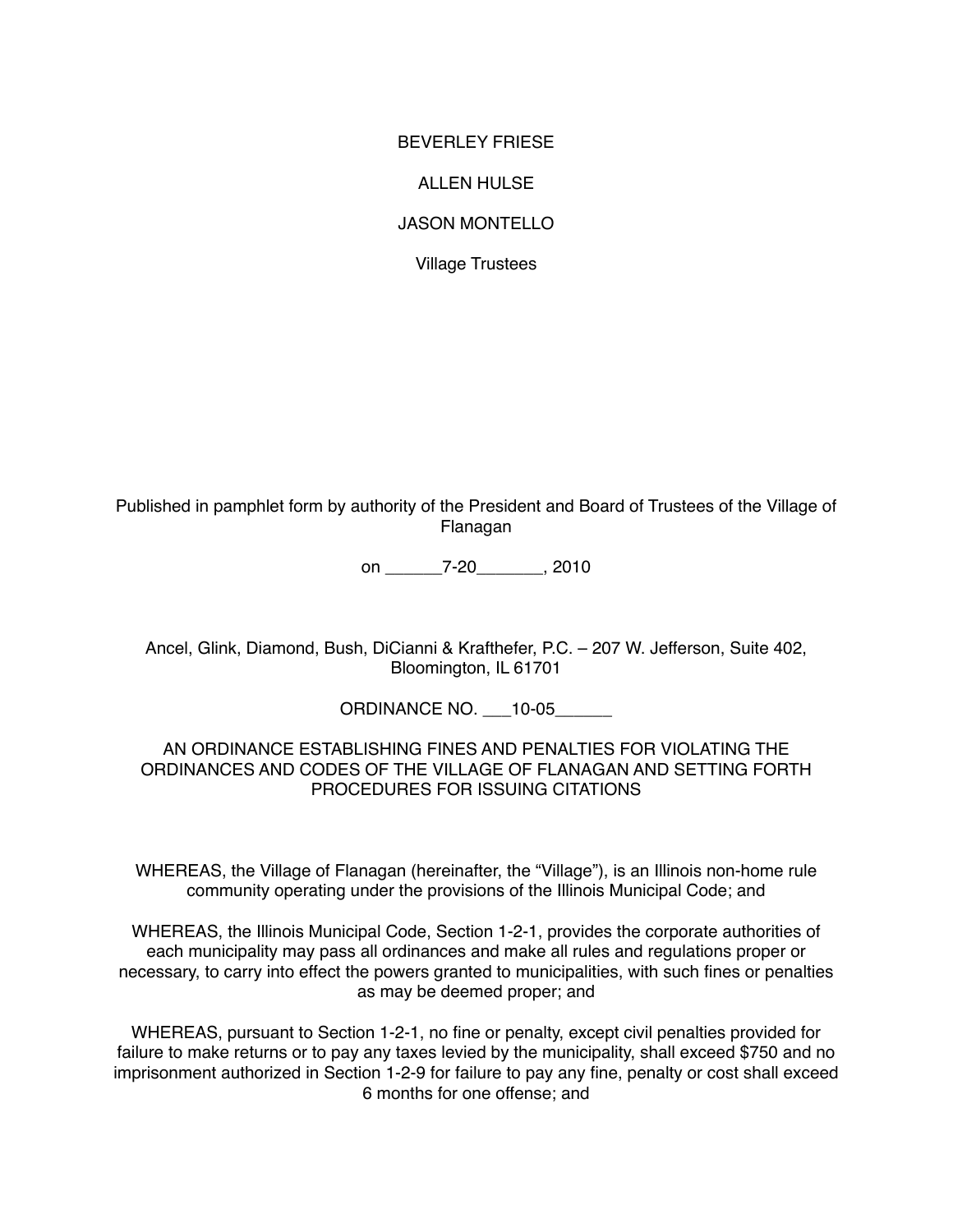BEVERLEY FRIESE

ALLEN HULSE

JASON MONTELLO

Village Trustees

Published in pamphlet form by authority of the President and Board of Trustees of the Village of Flanagan

on ______7-20_______, 2010

Ancel, Glink, Diamond, Bush, DiCianni & Krafthefer, P.C. – 207 W. Jefferson, Suite 402, Bloomington, IL 61701

ORDINANCE NO. ___10-05______

AN ORDINANCE ESTABLISHING FINES AND PENALTIES FOR VIOLATING THE ORDINANCES AND CODES OF THE VILLAGE OF FLANAGAN AND SETTING FORTH PROCEDURES FOR ISSUING CITATIONS

WHEREAS, the Village of Flanagan (hereinafter, the "Village"), is an Illinois non-home rule community operating under the provisions of the Illinois Municipal Code; and

WHEREAS, the Illinois Municipal Code, Section 1-2-1, provides the corporate authorities of each municipality may pass all ordinances and make all rules and regulations proper or necessary, to carry into effect the powers granted to municipalities, with such fines or penalties as may be deemed proper; and

WHEREAS, pursuant to Section 1-2-1, no fine or penalty, except civil penalties provided for failure to make returns or to pay any taxes levied by the municipality, shall exceed $750 and no imprisonment authorized in Section 1-2-9 for failure to pay any fine, penalty or cost shall exceed 6 months for one offense; and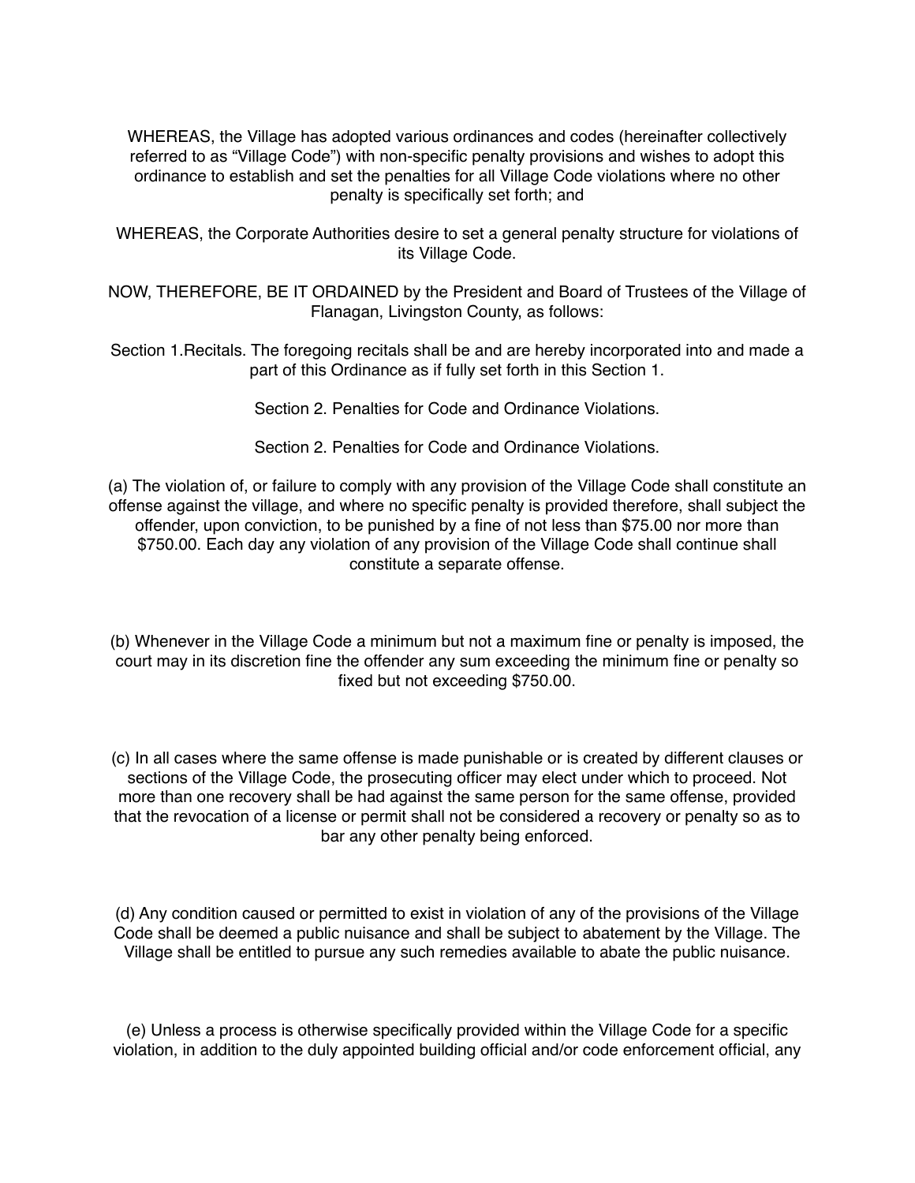WHEREAS, the Village has adopted various ordinances and codes (hereinafter collectively referred to as “Village Code”) with non-specific penalty provisions and wishes to adopt this ordinance to establish and set the penalties for all Village Code violations where no other penalty is specifically set forth; and

WHEREAS, the Corporate Authorities desire to set a general penalty structure for violations of its Village Code.

NOW, THEREFORE, BE IT ORDAINED by the President and Board of Trustees of the Village of Flanagan, Livingston County, as follows:

Section 1.Recitals. The foregoing recitals shall be and are hereby incorporated into and made a part of this Ordinance as if fully set forth in this Section 1.

Section 2. Penalties for Code and Ordinance Violations.

Section 2. Penalties for Code and Ordinance Violations.

(a) The violation of, or failure to comply with any provision of the Village Code shall constitute an offense against the village, and where no specific penalty is provided therefore, shall subject the offender, upon conviction, to be punished by a fine of not less than $75.00 nor more than $750.00. Each day any violation of any provision of the Village Code shall continue shall constitute a separate offense.

(b) Whenever in the Village Code a minimum but not a maximum fine or penalty is imposed, the court may in its discretion fine the offender any sum exceeding the minimum fine or penalty so fixed but not exceeding $750.00.

(c) In all cases where the same offense is made punishable or is created by different clauses or sections of the Village Code, the prosecuting officer may elect under which to proceed. Not more than one recovery shall be had against the same person for the same offense, provided that the revocation of a license or permit shall not be considered a recovery or penalty so as to bar any other penalty being enforced.

(d) Any condition caused or permitted to exist in violation of any of the provisions of the Village Code shall be deemed a public nuisance and shall be subject to abatement by the Village. The Village shall be entitled to pursue any such remedies available to abate the public nuisance.

(e) Unless a process is otherwise specifically provided within the Village Code for a specific violation, in addition to the duly appointed building official and/or code enforcement official, any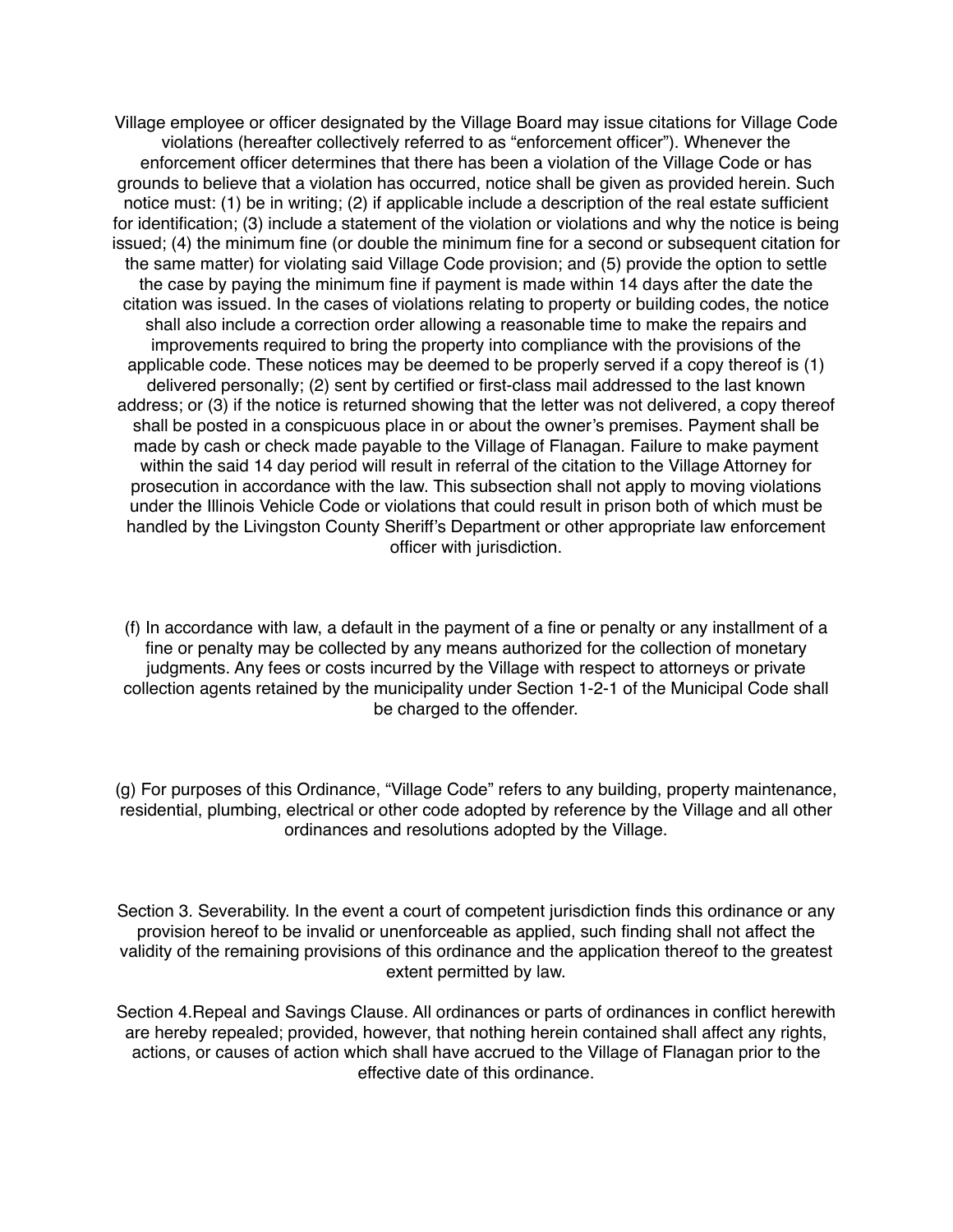Village employee or officer designated by the Village Board may issue citations for Village Code violations (hereafter collectively referred to as "enforcement officer"). Whenever the enforcement officer determines that there has been a violation of the Village Code or has grounds to believe that a violation has occurred, notice shall be given as provided herein. Such notice must: (1) be in writing; (2) if applicable include a description of the real estate sufficient for identification; (3) include a statement of the violation or violations and why the notice is being issued; (4) the minimum fine (or double the minimum fine for a second or subsequent citation for the same matter) for violating said Village Code provision; and (5) provide the option to settle the case by paying the minimum fine if payment is made within 14 days after the date the citation was issued. In the cases of violations relating to property or building codes, the notice shall also include a correction order allowing a reasonable time to make the repairs and improvements required to bring the property into compliance with the provisions of the applicable code. These notices may be deemed to be properly served if a copy thereof is (1) delivered personally; (2) sent by certified or first-class mail addressed to the last known address; or (3) if the notice is returned showing that the letter was not delivered, a copy thereof shall be posted in a conspicuous place in or about the owner's premises. Payment shall be made by cash or check made payable to the Village of Flanagan. Failure to make payment within the said 14 day period will result in referral of the citation to the Village Attorney for prosecution in accordance with the law. This subsection shall not apply to moving violations under the Illinois Vehicle Code or violations that could result in prison both of which must be handled by the Livingston County Sheriff's Department or other appropriate law enforcement officer with jurisdiction.

(f) In accordance with law, a default in the payment of a fine or penalty or any installment of a fine or penalty may be collected by any means authorized for the collection of monetary judgments. Any fees or costs incurred by the Village with respect to attorneys or private collection agents retained by the municipality under Section 1-2-1 of the Municipal Code shall be charged to the offender.

(g) For purposes of this Ordinance, "Village Code" refers to any building, property maintenance, residential, plumbing, electrical or other code adopted by reference by the Village and all other ordinances and resolutions adopted by the Village.

Section 3. Severability. In the event a court of competent jurisdiction finds this ordinance or any provision hereof to be invalid or unenforceable as applied, such finding shall not affect the validity of the remaining provisions of this ordinance and the application thereof to the greatest extent permitted by law.

Section 4.Repeal and Savings Clause. All ordinances or parts of ordinances in conflict herewith are hereby repealed; provided, however, that nothing herein contained shall affect any rights, actions, or causes of action which shall have accrued to the Village of Flanagan prior to the effective date of this ordinance.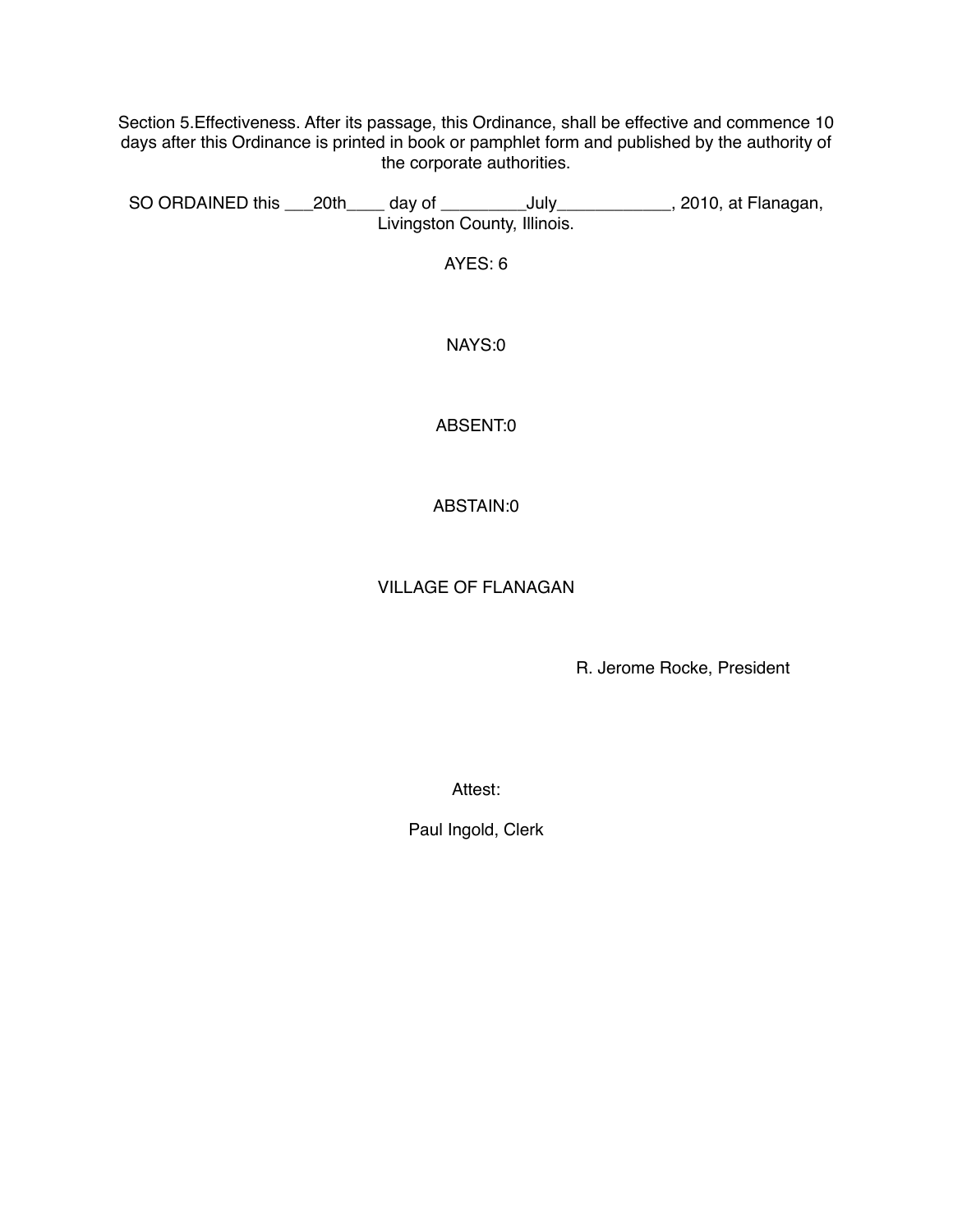Section 5.Effectiveness. After its passage, this Ordinance, shall be effective and commence 10 days after this Ordinance is printed in book or pamphlet form and published by the authority of the corporate authorities.

SO ORDAINED this ___20th____ day of _________July____________, 2010, at Flanagan, Livingston County, Illinois.

AYES: 6

NAYS:0

ABSENT:0

ABSTAIN:0

VILLAGE OF FLANAGAN

R. Jerome Rocke, President

Attest:

Paul Ingold, Clerk